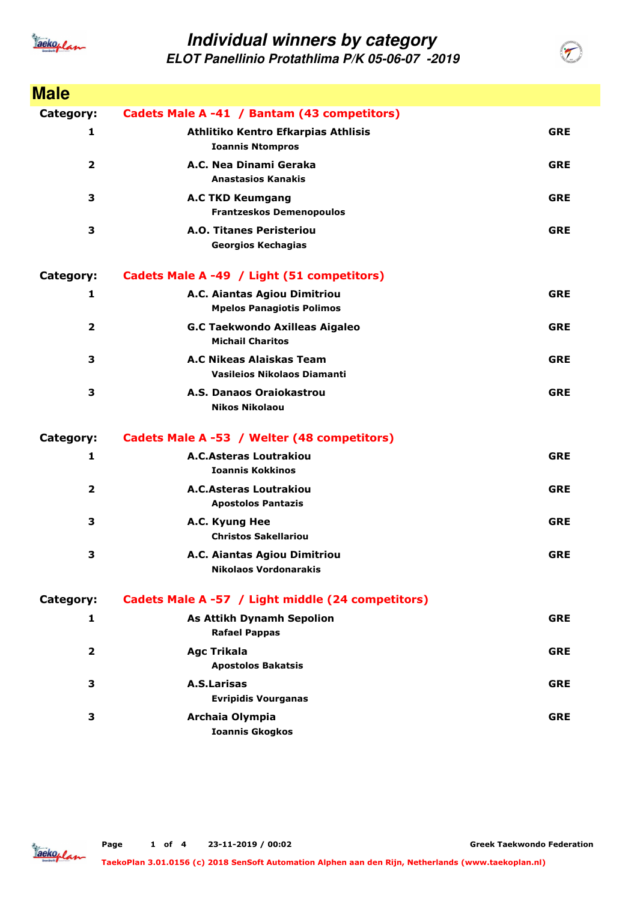# Individual winners by category

## ELOT Panellinio Protathlima P/K 05-06-07 -2019

## Male

**Category:** Cadets Male A -41 / Bantam (43 competitors)

| Place | Club / Athlete | Country |
|---|---|---|
| 1 | **Athlitiko Kentro Efkarpias Athlisis**<br>Ioannis Ntompros | GRE |
| 2 | **A.C. Nea Dinami Geraka**<br>Anastasios Kanakis | GRE |
| 3 | **A.C TKD Keumgang**<br>Frantzeskos Demenopoulos | GRE |
| 3 | **A.O. Titanes Peristeriou**<br>Georgios Kechagias | GRE |

**Category:** Cadets Male A -49 / Light (51 competitors)

| Place | Club / Athlete | Country |
|---|---|---|
| 1 | **A.C. Aiantas Agiou Dimitriou**<br>Mpelos Panagiotis Polimos | GRE |
| 2 | **G.C Taekwondo Axilleas Aigaleo**<br>Michail Charitos | GRE |
| 3 | **A.C Nikeas Alaiskas Team**<br>Vasileios Nikolaos Diamanti | GRE |
| 3 | **A.S. Danaos Oraiokastrou**<br>Nikos Nikolaou | GRE |

**Category:** Cadets Male A -53 / Welter (48 competitors)

| Place | Club / Athlete | Country |
|---|---|---|
| 1 | **A.C.Asteras Loutrakiou**<br>Ioannis Kokkinos | GRE |
| 2 | **A.C.Asteras Loutrakiou**<br>Apostolos Pantazis | GRE |
| 3 | **A.C. Kyung Hee**<br>Christos Sakellariou | GRE |
| 3 | **A.C. Aiantas Agiou Dimitriou**<br>Nikolaos Vordonarakis | GRE |

**Category:** Cadets Male A -57 / Light middle (24 competitors)

| Place | Club / Athlete | Country |
|---|---|---|
| 1 | **As Attikh Dynamh Sepolion**<br>Rafael Pappas | GRE |
| 2 | **Agc Trikala**<br>Apostolos Bakatsis | GRE |
| 3 | **A.S.Larisas**<br>Evripidis Vourganas | GRE |
| 3 | **Archaia Olympia**<br>Ioannis Gkogkos | GRE |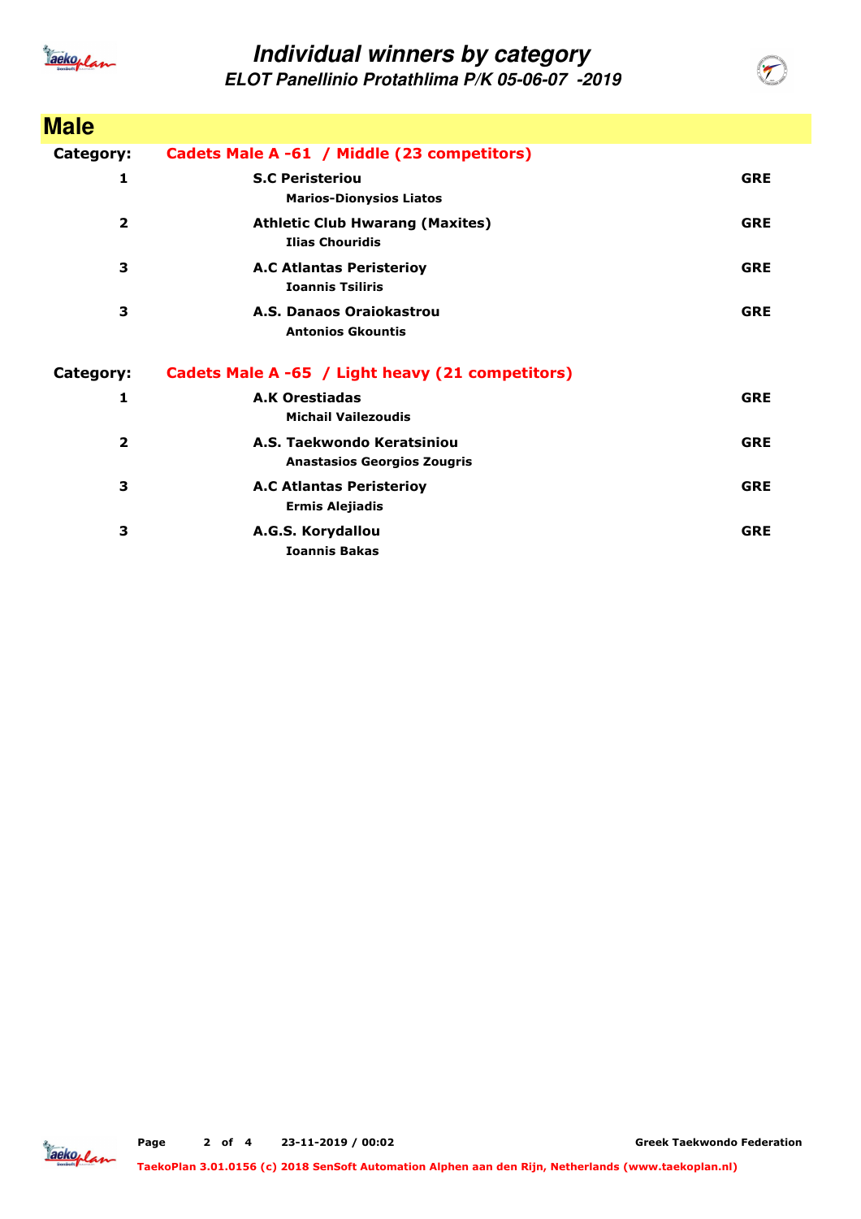# Individual winners by category

## ELOT Panellinio Protathlima P/K 05-06-07 -2019

## Male

**Category:** Cadets Male A -61 / Middle (23 competitors)

| Place | Club / Athlete | Country |
|---|---|---|
| 1 | **S.C Peristeriou**<br>Marios-Dionysios Liatos | GRE |
| 2 | **Athletic Club Hwarang (Maxites)**<br>Ilias Chouridis | GRE |
| 3 | **A.C Atlantas Peristerioy**<br>Ioannis Tsiliris | GRE |
| 3 | **A.S. Danaos Oraiokastrou**<br>Antonios Gkountis | GRE |

**Category:** Cadets Male A -65 / Light heavy (21 competitors)

| Place | Club / Athlete | Country |
|---|---|---|
| 1 | **A.K Orestiadas**<br>Michail Vailezoudis | GRE |
| 2 | **A.S. Taekwondo Keratsiniou**<br>Anastasios Georgios Zougris | GRE |
| 3 | **A.C Atlantas Peristerioy**<br>Ermis Alejiadis | GRE |
| 3 | **A.G.S. Korydallou**<br>Ioannis Bakas | GRE |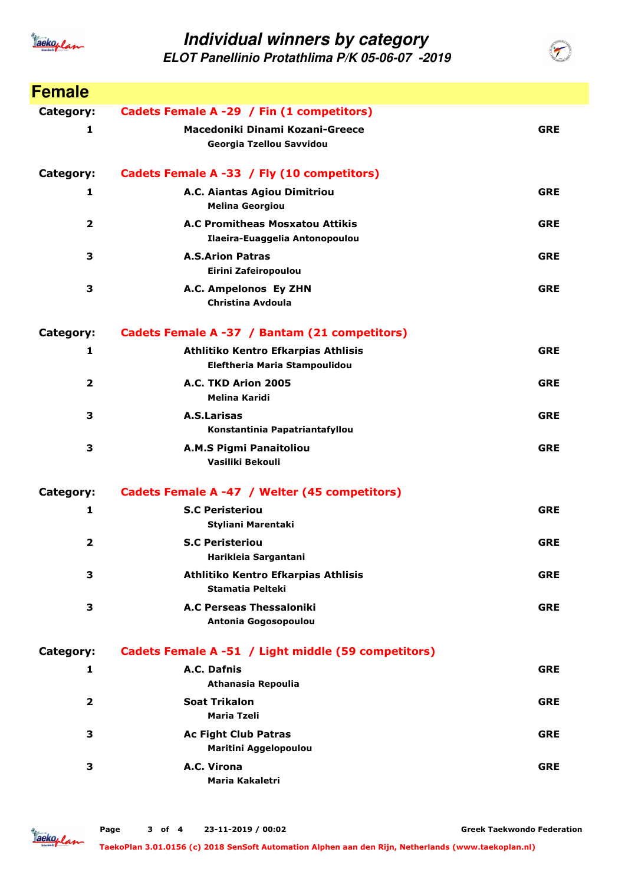# Individual winners by category

## ELOT Panellinio Protathlima P/K 05-06-07 -2019

## Female

**Category:** Cadets Female A -29 / Fin (1 competitors)

| Place | Club / Name | Country |
|---|---|---|
| 1 | **Macedoniki Dinami Kozani-Greece**<br>Georgia Tzellou Savvidou | GRE |

**Category:** Cadets Female A -33 / Fly (10 competitors)

| Place | Club / Name | Country |
|---|---|---|
| 1 | **A.C. Aiantas Agiou Dimitriou**<br>Melina Georgiou | GRE |
| 2 | **A.C Promitheas Mosxatou Attikis**<br>Ilaeira-Euaggelia Antonopoulou | GRE |
| 3 | **A.S.Arion Patras**<br>Eirini Zafeiropoulou | GRE |
| 3 | **A.C. Ampelonos Ey ZHN**<br>Christina Avdoula | GRE |

**Category:** Cadets Female A -37 / Bantam (21 competitors)

| Place | Club / Name | Country |
|---|---|---|
| 1 | **Athlitiko Kentro Efkarpias Athlisis**<br>Eleftheria Maria Stampoulidou | GRE |
| 2 | **A.C. TKD Arion 2005**<br>Melina Karidi | GRE |
| 3 | **A.S.Larisas**<br>Konstantinia Papatriantafyllou | GRE |
| 3 | **A.M.S Pigmi Panaitoliou**<br>Vasiliki Bekouli | GRE |

**Category:** Cadets Female A -47 / Welter (45 competitors)

| Place | Club / Name | Country |
|---|---|---|
| 1 | **S.C Peristeriou**<br>Styliani Marentaki | GRE |
| 2 | **S.C Peristeriou**<br>Harikleia Sargantani | GRE |
| 3 | **Athlitiko Kentro Efkarpias Athlisis**<br>Stamatia Pelteki | GRE |
| 3 | **A.C Perseas Thessaloniki**<br>Antonia Gogosopoulou | GRE |

**Category:** Cadets Female A -51 / Light middle (59 competitors)

| Place | Club / Name | Country |
|---|---|---|
| 1 | **A.C. Dafnis**<br>Athanasia Repoulia | GRE |
| 2 | **Soat Trikalon**<br>Maria Tzeli | GRE |
| 3 | **Ac Fight Club Patras**<br>Maritini Aggelopoulou | GRE |
| 3 | **A.C. Virona**<br>Maria Kakaletri | GRE |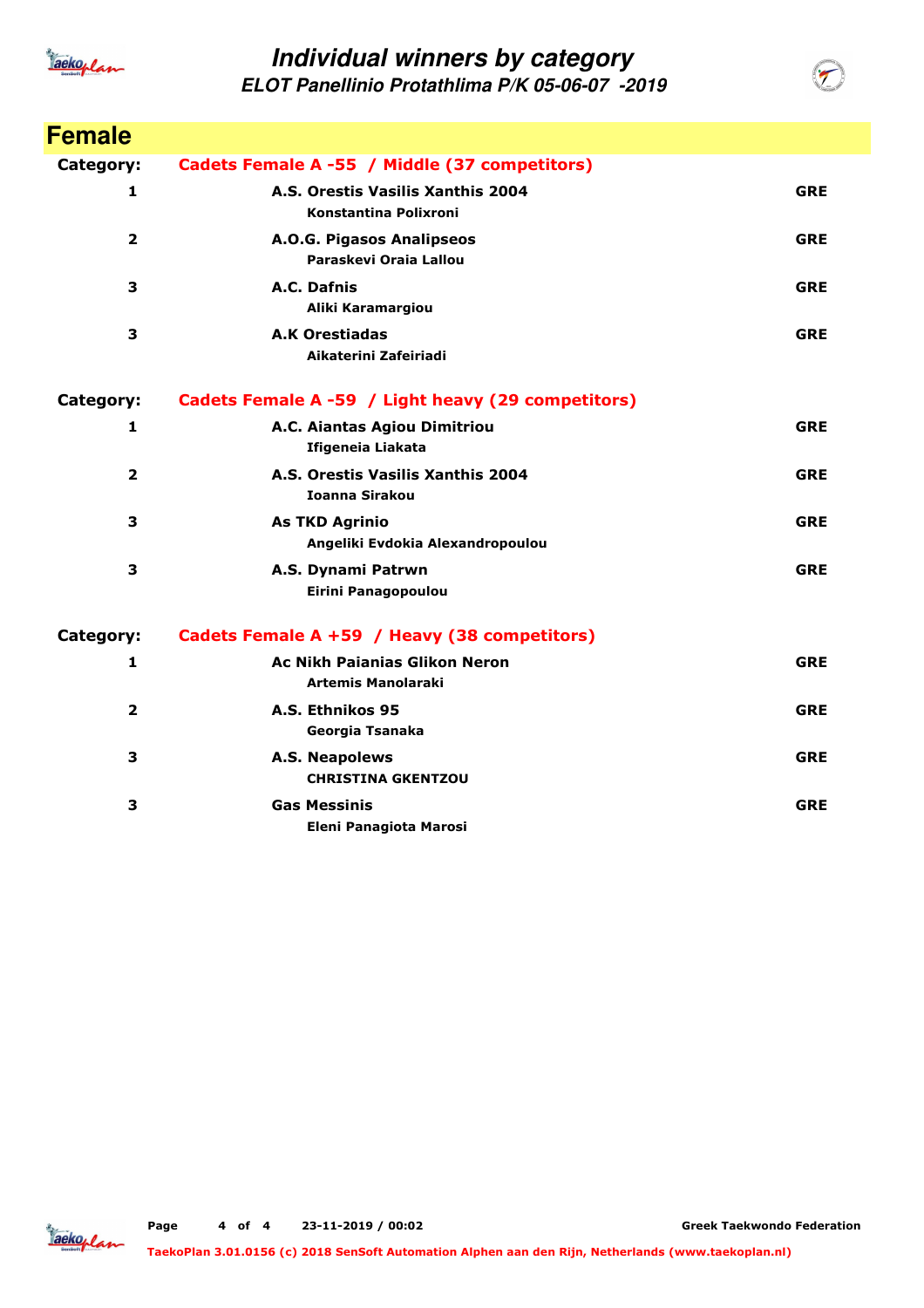# Individual winners by category

## ELOT Panellinio Protathlima P/K 05-06-07 -2019

## Female

**Category:** Cadets Female A -55 / Middle (37 competitors)

| | | |
|---|---|---|
| 1 | A.S. Orestis Vasilis Xanthis 2004<br>Konstantina Polixroni | GRE |
| 2 | A.O.G. Pigasos Analipseos<br>Paraskevi Oraia Lallou | GRE |
| 3 | A.C. Dafnis<br>Aliki Karamargiou | GRE |
| 3 | A.K Orestiadas<br>Aikaterini Zafeiriadi | GRE |

**Category:** Cadets Female A -59 / Light heavy (29 competitors)

| | | |
|---|---|---|
| 1 | A.C. Aiantas Agiou Dimitriou<br>Ifigeneia Liakata | GRE |
| 2 | A.S. Orestis Vasilis Xanthis 2004<br>Ioanna Sirakou | GRE |
| 3 | As TKD Agrinio<br>Angeliki Evdokia Alexandropoulou | GRE |
| 3 | A.S. Dynami Patrwn<br>Eirini Panagopoulou | GRE |

**Category:** Cadets Female A +59 / Heavy (38 competitors)

| | | |
|---|---|---|
| 1 | Ac Nikh Paianias Glikon Neron<br>Artemis Manolaraki | GRE |
| 2 | A.S. Ethnikos 95<br>Georgia Tsanaka | GRE |
| 3 | A.S. Neapolews<br>CHRISTINA GKENTZOU | GRE |
| 3 | Gas Messinis<br>Eleni Panagiota Marosi | GRE |